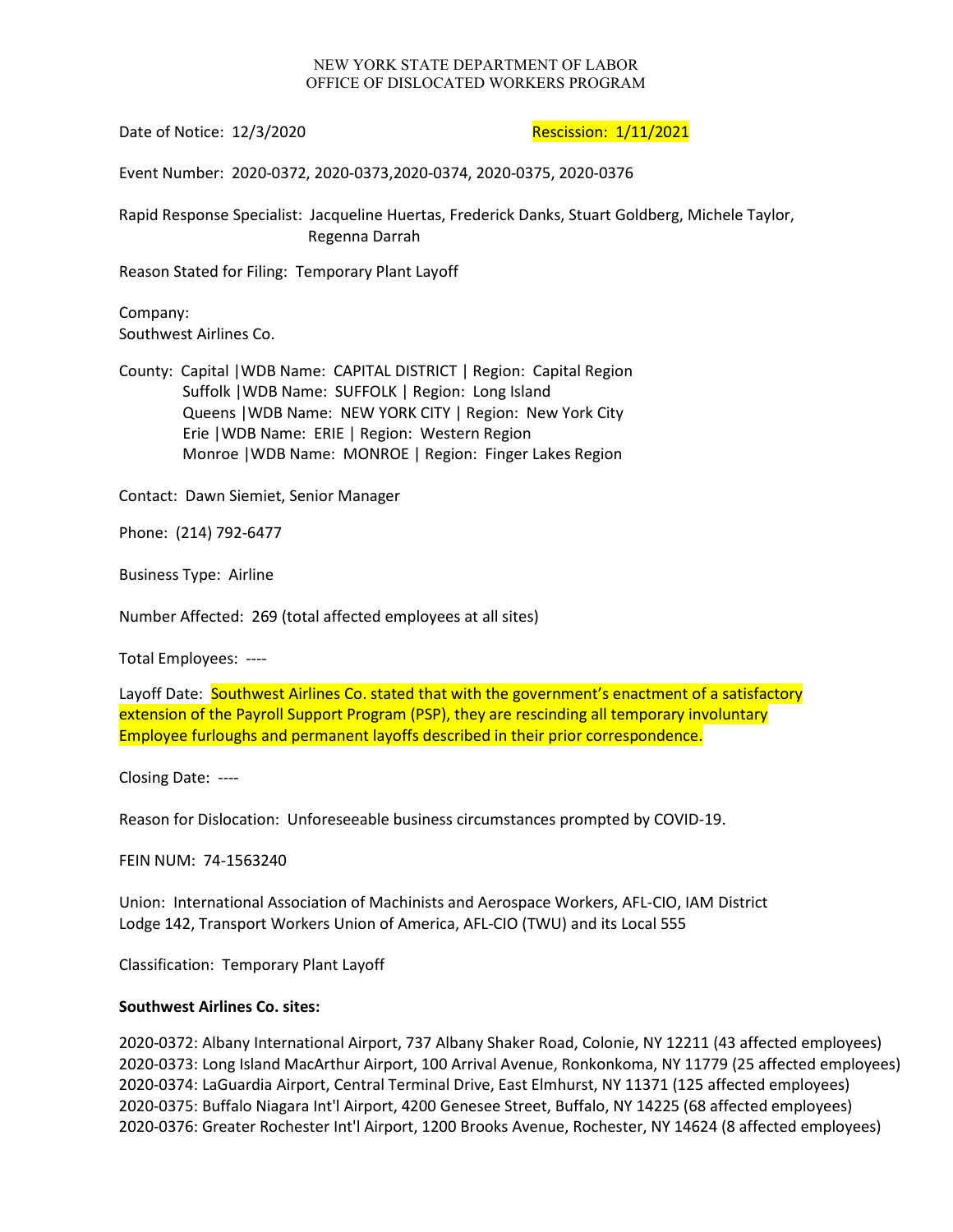NEW YORK STATE DEPARTMENT OF LABOR
OFFICE OF DISLOCATED WORKERS PROGRAM

Date of Notice: 12/3/2020 Rescission: 1/11/2021

Event Number: 2020-0372, 2020-0373,2020-0374, 2020-0375, 2020-0376

Rapid Response Specialist: Jacqueline Huertas, Frederick Danks, Stuart Goldberg, Michele Taylor, Regenna Darrah

Reason Stated for Filing: Temporary Plant Layoff

Company:
Southwest Airlines Co.

County: Capital |WDB Name: CAPITAL DISTRICT | Region: Capital Region
Suffolk |WDB Name: SUFFOLK | Region: Long Island
Queens |WDB Name: NEW YORK CITY | Region: New York City
Erie |WDB Name: ERIE | Region: Western Region
Monroe |WDB Name: MONROE | Region: Finger Lakes Region

Contact: Dawn Siemiet, Senior Manager

Phone: (214) 792-6477

Business Type: Airline

Number Affected: 269 (total affected employees at all sites)

Total Employees: ----

Layoff Date: Southwest Airlines Co. stated that with the government's enactment of a satisfactory extension of the Payroll Support Program (PSP), they are rescinding all temporary involuntary Employee furloughs and permanent layoffs described in their prior correspondence.

Closing Date: ----

Reason for Dislocation: Unforeseeable business circumstances prompted by COVID-19.

FEIN NUM: 74-1563240

Union: International Association of Machinists and Aerospace Workers, AFL-CIO, IAM District Lodge 142, Transport Workers Union of America, AFL-CIO (TWU) and its Local 555

Classification: Temporary Plant Layoff

**Southwest Airlines Co. sites:**

2020-0372: Albany International Airport, 737 Albany Shaker Road, Colonie, NY 12211 (43 affected employees)
2020-0373: Long Island MacArthur Airport, 100 Arrival Avenue, Ronkonkoma, NY 11779 (25 affected employees)
2020-0374: LaGuardia Airport, Central Terminal Drive, East Elmhurst, NY 11371 (125 affected employees)
2020-0375: Buffalo Niagara Int'l Airport, 4200 Genesee Street, Buffalo, NY 14225 (68 affected employees)
2020-0376: Greater Rochester Int'l Airport, 1200 Brooks Avenue, Rochester, NY 14624 (8 affected employees)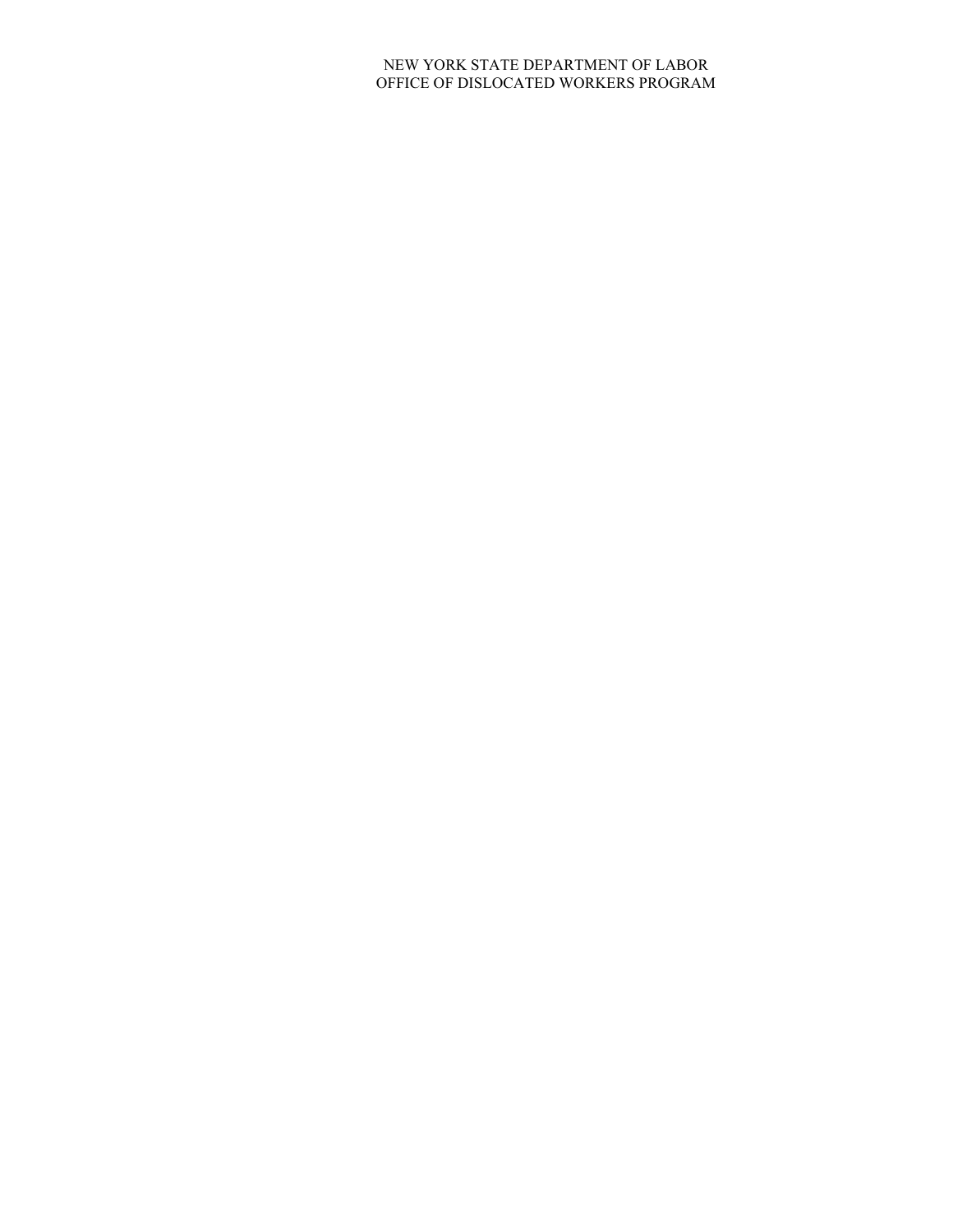NEW YORK STATE DEPARTMENT OF LABOR
OFFICE OF DISLOCATED WORKERS PROGRAM